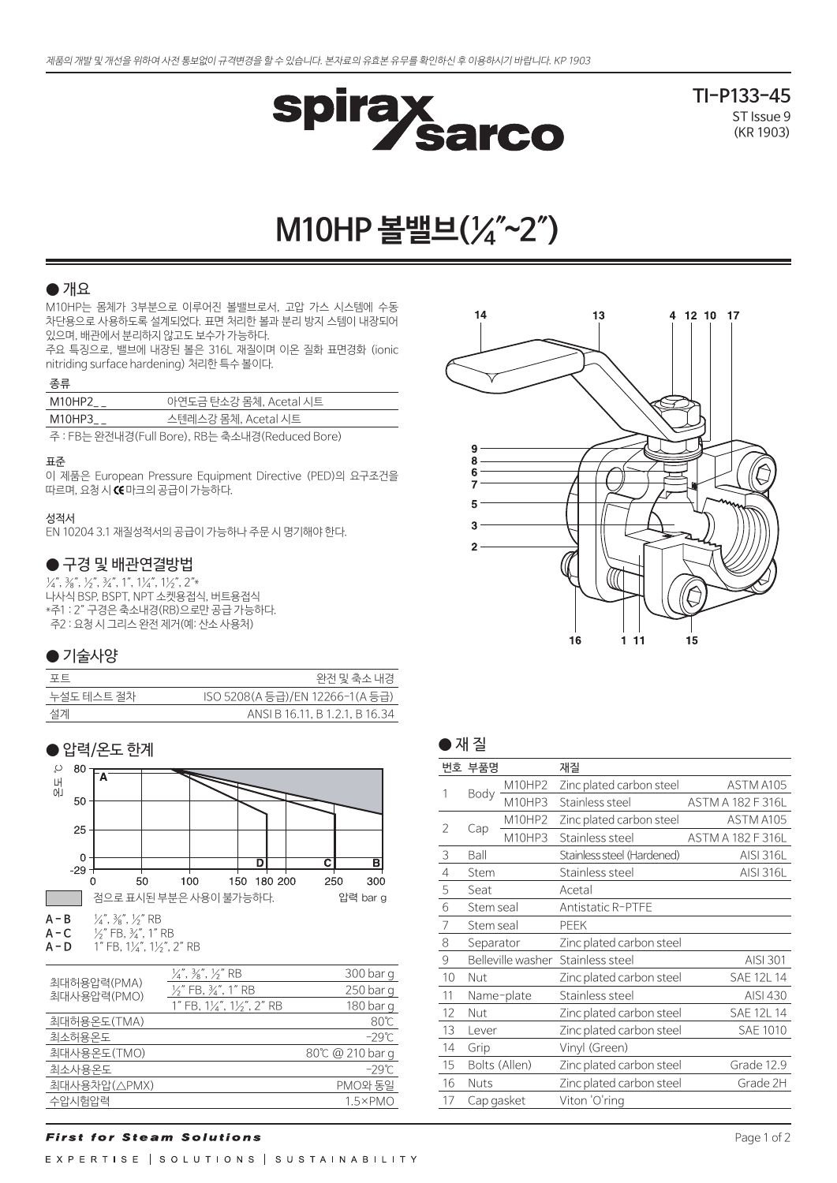제품의 개발 및 개선을 위하여 사전 통보없이 규격변경을 할 수 있습니다. 본자료의 유효본 유무를 확인하신 후 이용하시기 바랍니다. KP 1903

TI-P133-45
ST Issue 9
(KR 1903)

# M10HP 볼밸브(¼"~2")

## ● 개요

M10HP는 몸체가 3부분으로 이루어진 볼밸브로서, 고압 가스 시스템에 수동 차단용으로 사용하도록 설계되었다. 표면 처리한 볼과 분리 방지 스템이 내장되어 있으며, 배관에서 분리하지 않고도 보수가 가능하다.
주요 특징으로, 밸브에 내장된 볼은 316L 재질이며 이온 질화 표면경화 (ionic nitriding surface hardening) 처리한 특수 볼이다.

**종류**

| | |
|---|---|
| M10HP2_ _ | 아연도금 탄소강 몸체, Acetal 시트 |
| M10HP3_ _ | 스텐레스강 몸체, Acetal 시트 |

주 : FB는 완전내경(Full Bore), RB는 축소내경(Reduced Bore)

**표준**

이 제품은 European Pressure Equipment Directive (PED)의 요구조건을 따르며, 요청 시 CE마크의 공급이 가능하다.

**성적서**

EN 10204 3.1 재질성적서의 공급이 가능하나 주문 시 명기해야 한다.

## ● 구경 및 배관연결방법

¼", ⅜", ½", ¾", 1", 1¼", 1½", 2"*
나사식 BSP, BSPT, NPT 소켓용접식, 버트용접식
*주1 : 2" 구경은 축소내경(RB)으로만 공급 가능하다.
주2 : 요청 시 그리스 완전 제거(예: 산소 사용처)

## ● 기술사양

| | |
|---|---|
| 포트 | 완전 및 축소 내경 |
| 누설도 테스트 절차 | ISO 5208(A 등급)/EN 12266-1(A 등급) |
| 설계 | ANSI B 16.11, B 1.2.1, B 16.34 |

## ● 압력/온도 한계

점으로 표시된 부분은 사용이 불가능하다.

A - B ¼", ⅜", ½" RB
A - C ½" FB, ¾", 1" RB
A - D 1" FB, 1¼", 1½", 2" RB

| | | |
|---|---|---|
| 최대허용압력(PMA) 최대사용압력(PMO) | ¼", ⅜", ½" RB | 300 bar g |
| | ½" FB, ¾", 1" RB | 250 bar g |
| | 1" FB, 1¼", 1½", 2" RB | 180 bar g |
| 최대허용온도(TMA) | | 80℃ |
| 최소허용온도 | | -29℃ |
| 최대사용온도(TMO) | | 80℃ @ 210 bar g |
| 최소사용온도 | | -29℃ |
| 최대사용차압(△PMX) | | PMO와 동일 |
| 수압시험압력 | | 1.5×PMO |

## ● 재 질

| 번호 | 부품명 | | 재질 | |
|---|---|---|---|---|
| 1 | Body | M10HP2 | Zinc plated carbon steel | ASTM A105 |
| | | M10HP3 | Stainless steel | ASTM A 182 F 316L |
| 2 | Cap | M10HP2 | Zinc plated carbon steel | ASTM A105 |
| | | M10HP3 | Stainless steel | ASTM A 182 F 316L |
| 3 | Ball | | Stainless steel (Hardened) | AISI 316L |
| 4 | Stem | | Stainless steel | AISI 316L |
| 5 | Seat | | Acetal | |
| 6 | Stem seal | | Antistatic R-PTFE | |
| 7 | Stem seal | | PEEK | |
| 8 | Separator | | Zinc plated carbon steel | |
| 9 | Belleville washer | | Stainless steel | AISI 301 |
| 10 | Nut | | Zinc plated carbon steel | SAE 12L 14 |
| 11 | Name-plate | | Stainless steel | AISI 430 |
| 12 | Nut | | Zinc plated carbon steel | SAE 12L 14 |
| 13 | Lever | | Zinc plated carbon steel | SAE 1010 |
| 14 | Grip | | Vinyl (Green) | |
| 15 | Bolts (Allen) | | Zinc plated carbon steel | Grade 12.9 |
| 16 | Nuts | | Zinc plated carbon steel | Grade 2H |
| 17 | Cap gasket | | Viton 'O'ring | |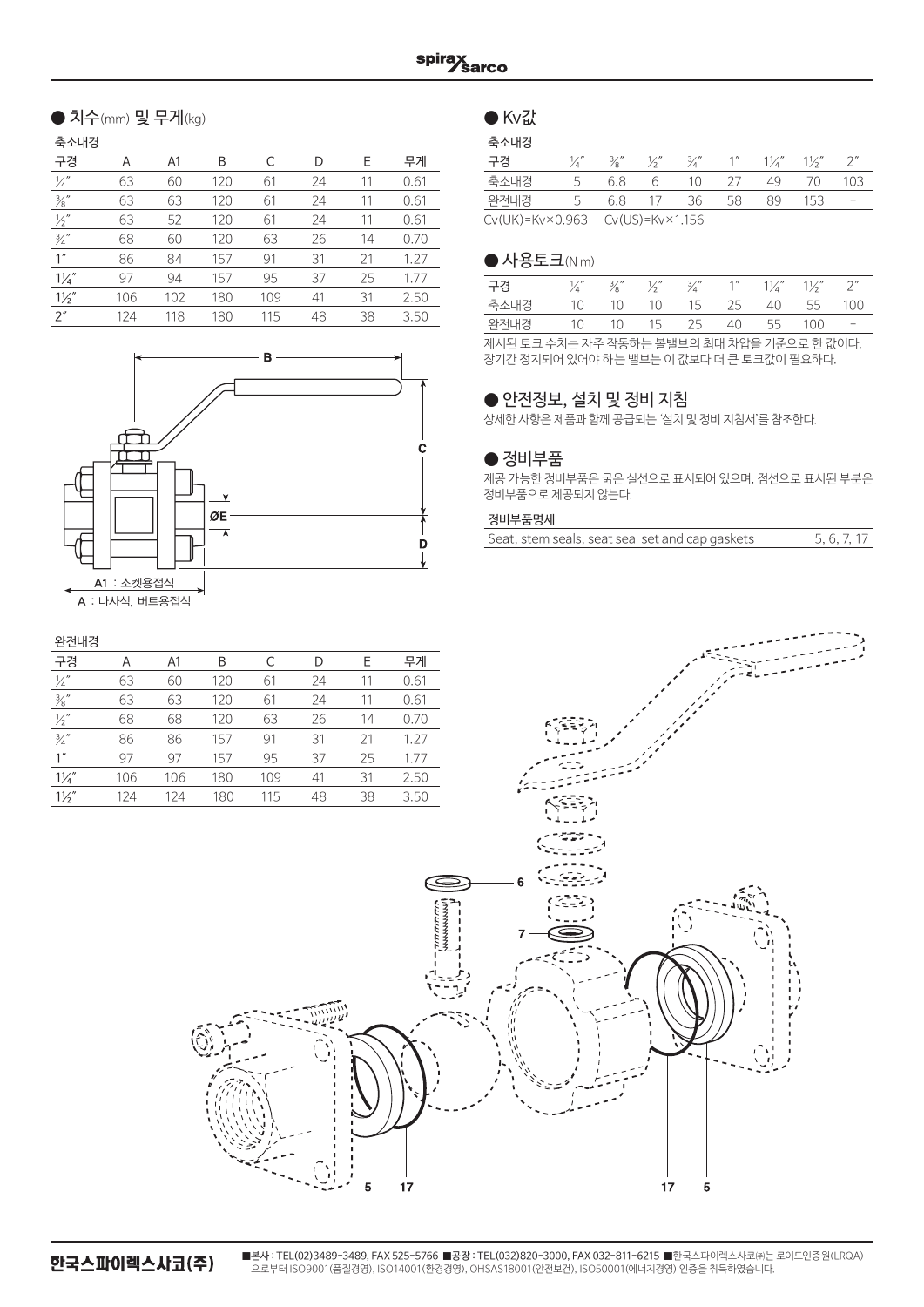## ● 치수(mm) 및 무게(kg)

축소내경

| 구경 | A | A1 | B | C | D | E | 무게 |
|---|---|---|---|---|---|---|---|
| ¼" | 63 | 60 | 120 | 61 | 24 | 11 | 0.61 |
| ⅜" | 63 | 63 | 120 | 61 | 24 | 11 | 0.61 |
| ½" | 63 | 52 | 120 | 61 | 24 | 11 | 0.61 |
| ¾" | 68 | 60 | 120 | 63 | 26 | 14 | 0.70 |
| 1" | 86 | 84 | 157 | 91 | 31 | 21 | 1.27 |
| 1¼" | 97 | 94 | 157 | 95 | 37 | 25 | 1.77 |
| 1½" | 106 | 102 | 180 | 109 | 41 | 31 | 2.50 |
| 2" | 124 | 118 | 180 | 115 | 48 | 38 | 3.50 |

B
C
ØE
D
A1 : 소켓용접식
A : 나사식, 버트용접식

완전내경

| 구경 | A | A1 | B | C | D | E | 무게 |
|---|---|---|---|---|---|---|---|
| ¼" | 63 | 60 | 120 | 61 | 24 | 11 | 0.61 |
| ⅜" | 63 | 63 | 120 | 61 | 24 | 11 | 0.61 |
| ½" | 68 | 68 | 120 | 63 | 26 | 14 | 0.70 |
| ¾" | 86 | 86 | 157 | 91 | 31 | 21 | 1.27 |
| 1" | 97 | 97 | 157 | 95 | 37 | 25 | 1.77 |
| 1¼" | 106 | 106 | 180 | 109 | 41 | 31 | 2.50 |
| 1½" | 124 | 124 | 180 | 115 | 48 | 38 | 3.50 |

## ● Kv값

축소내경

| 구경 | ¼" | ⅜" | ½" | ¾" | 1" | 1¼" | 1½" | 2" |
|---|---|---|---|---|---|---|---|---|
| 축소내경 | 5 | 6.8 | 6 | 10 | 27 | 49 | 70 | 103 |
| 완전내경 | 5 | 6.8 | 17 | 36 | 58 | 89 | 153 | – |

Cv(UK)=Kv×0.963 Cv(US)=Kv×1.156

## ● 사용토크(N m)

| 구경 | ¼" | ⅜" | ½" | ¾" | 1" | 1¼" | 1½" | 2" |
|---|---|---|---|---|---|---|---|---|
| 축소내경 | 10 | 10 | 10 | 15 | 25 | 40 | 55 | 100 |
| 완전내경 | 10 | 10 | 15 | 25 | 40 | 55 | 100 | – |

제시된 토크 수치는 자주 작동하는 볼밸브의 최대 차압을 기준으로 한 값이다.
장기간 정지되어 있어야 하는 밸브는 이 값보다 더 큰 토크값이 필요하다.

## ● 안전정보, 설치 및 정비 지침

상세한 사항은 제품과 함께 공급되는 '설치 및 정비 지침서'를 참조한다.

## ● 정비부품

제공 가능한 정비부품은 굵은 실선으로 표시되어 있으며, 점선으로 표시된 부분은 정비부품으로 제공되지 않는다.

정비부품명세

| | |
|---|---|
| Seat, stem seals, seat seal set and cap gaskets | 5, 6, 7, 17 |

6
7
5
17
17
5

**한국스파이렉스사코(주)** ■본사 : TEL(02)3489-3489, FAX 525-5766 ■공장 : TEL(032)820-3000, FAX 032-811-6215 ■한국스파이렉스사코㈜는 로이드인증원(LRQA)으로부터 ISO9001(품질경영), ISO14001(환경경영), OHSAS18001(안전보건), ISO50001(에너지경영) 인증을 취득하였습니다.